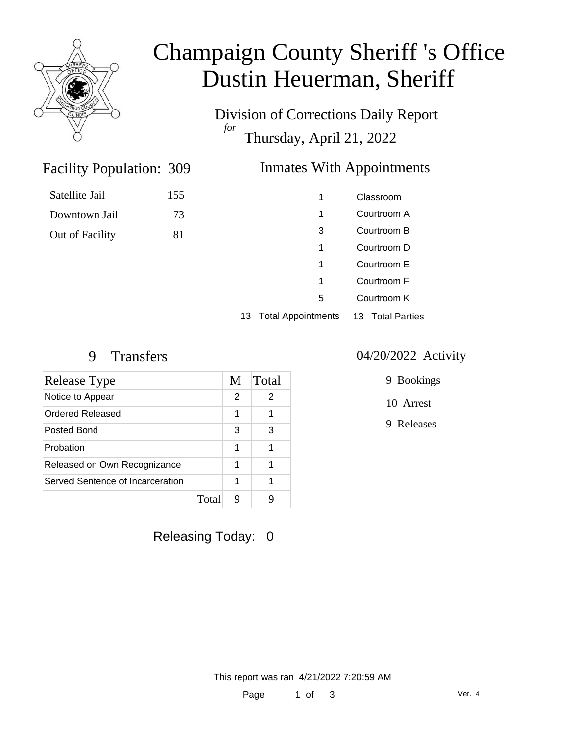# Champaign County Sheriff 's Office
# Dustin Heuerman, Sheriff

Division of Corrections Daily Report
*for*
Thursday, April 21, 2022

## Facility Population: 309

| | |
|---|---|
| Satellite Jail | 155 |
| Downtown Jail | 73 |
| Out of Facility | 81 |

## Inmates With Appointments

| | |
|---|---|
| 1 | Classroom |
| 1 | Courtroom A |
| 3 | Courtroom B |
| 1 | Courtroom D |
| 1 | Courtroom E |
| 1 | Courtroom F |
| 5 | Courtroom K |
| 13 Total Appointments | 13 Total Parties |

## 9 Transfers

| Release Type | M | Total |
|---|---|---|
| Notice to Appear | 2 | 2 |
| Ordered Released | 1 | 1 |
| Posted Bond | 3 | 3 |
| Probation | 1 | 1 |
| Released on Own Recognizance | 1 | 1 |
| Served Sentence of Incarceration | 1 | 1 |
| Total | 9 | 9 |

## 04/20/2022 Activity

9 Bookings

10 Arrest

9 Releases

Releasing Today: 0

This report was ran 4/21/2022 7:20:59 AM

Ver. 4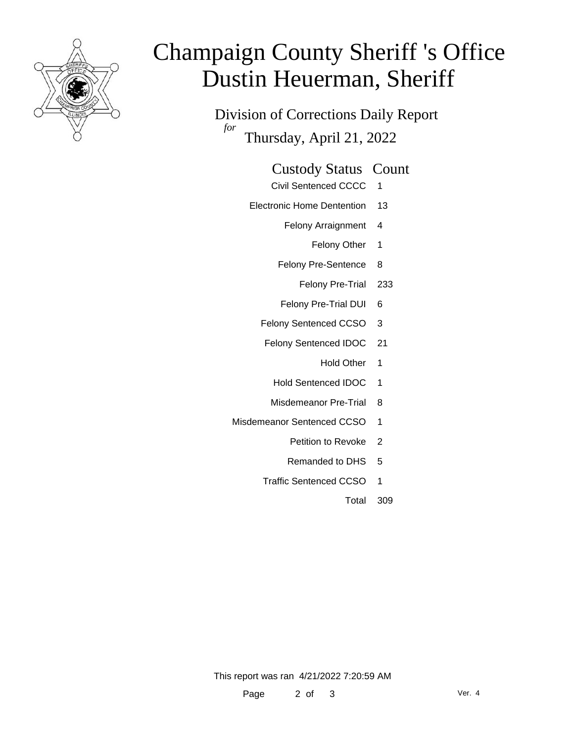# Champaign County Sheriff 's Office
# Dustin Heuerman, Sheriff

Division of Corrections Daily Report

*for* Thursday, April 21, 2022

| Custody Status | Count |
|---|---|
| Civil Sentenced CCCC | 1 |
| Electronic Home Dentention | 13 |
| Felony Arraignment | 4 |
| Felony Other | 1 |
| Felony Pre-Sentence | 8 |
| Felony Pre-Trial | 233 |
| Felony Pre-Trial DUI | 6 |
| Felony Sentenced CCSO | 3 |
| Felony Sentenced IDOC | 21 |
| Hold Other | 1 |
| Hold Sentenced IDOC | 1 |
| Misdemeanor Pre-Trial | 8 |
| Misdemeanor Sentenced CCSO | 1 |
| Petition to Revoke | 2 |
| Remanded to DHS | 5 |
| Traffic Sentenced CCSO | 1 |
| Total | 309 |

This report was ran 4/21/2022 7:20:59 AM

Ver. 4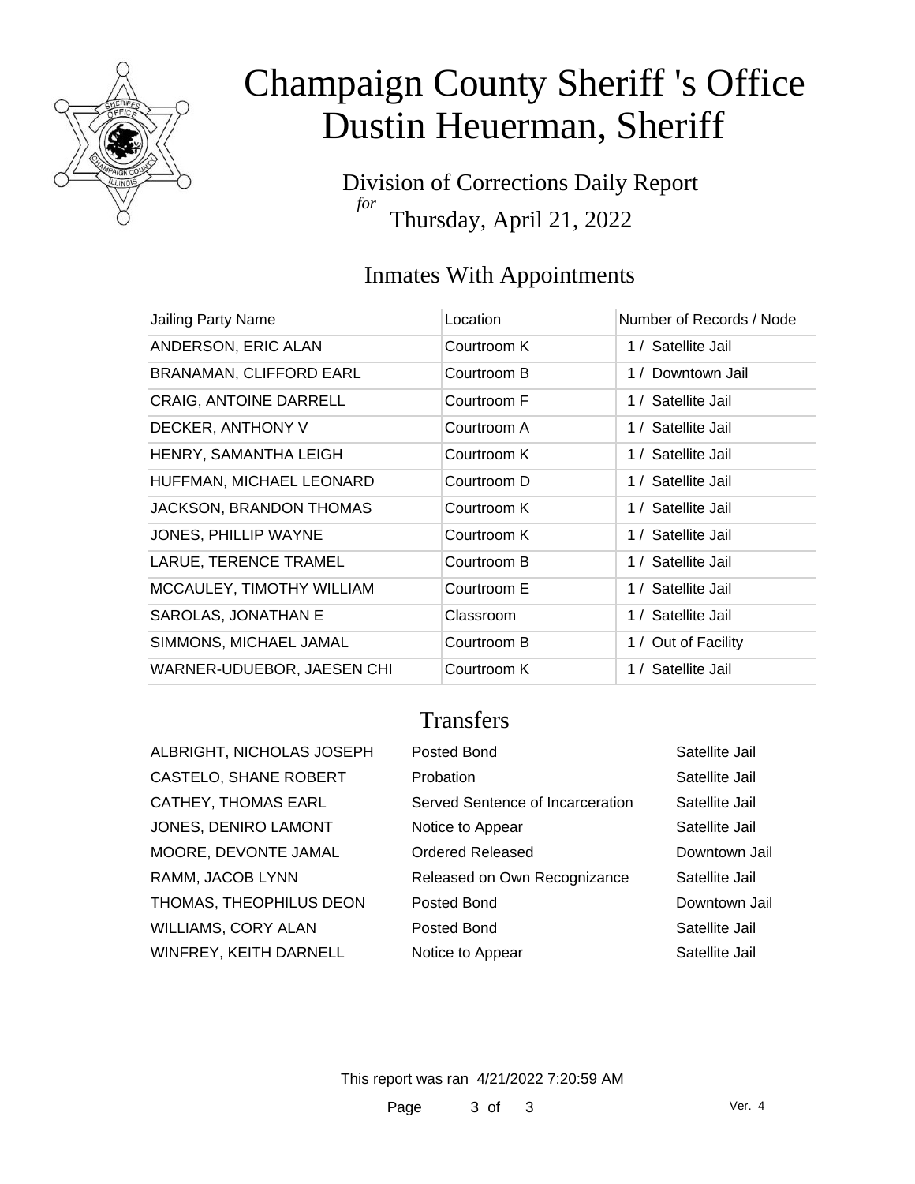#### Champaign County Sheriff 's Office
#### Dustin Heuerman, Sheriff

Division of Corrections Daily Report
*for*
Thursday, April 21, 2022

## Inmates With Appointments

| Jailing Party Name | Location | Number of Records / Node |
|---|---|---|
| ANDERSON, ERIC ALAN | Courtroom K | 1 / Satellite Jail |
| BRANAMAN, CLIFFORD EARL | Courtroom B | 1 / Downtown Jail |
| CRAIG, ANTOINE DARRELL | Courtroom F | 1 / Satellite Jail |
| DECKER, ANTHONY V | Courtroom A | 1 / Satellite Jail |
| HENRY, SAMANTHA LEIGH | Courtroom K | 1 / Satellite Jail |
| HUFFMAN, MICHAEL LEONARD | Courtroom D | 1 / Satellite Jail |
| JACKSON, BRANDON THOMAS | Courtroom K | 1 / Satellite Jail |
| JONES, PHILLIP WAYNE | Courtroom K | 1 / Satellite Jail |
| LARUE, TERENCE TRAMEL | Courtroom B | 1 / Satellite Jail |
| MCCAULEY, TIMOTHY WILLIAM | Courtroom E | 1 / Satellite Jail |
| SAROLAS, JONATHAN E | Classroom | 1 / Satellite Jail |
| SIMMONS, MICHAEL JAMAL | Courtroom B | 1 / Out of Facility |
| WARNER-UDUEBOR, JAESEN CHI | Courtroom K | 1 / Satellite Jail |

## Transfers

| | | |
|---|---|---|
| ALBRIGHT, NICHOLAS JOSEPH | Posted Bond | Satellite Jail |
| CASTELO, SHANE ROBERT | Probation | Satellite Jail |
| CATHEY, THOMAS EARL | Served Sentence of Incarceration | Satellite Jail |
| JONES, DENIRO LAMONT | Notice to Appear | Satellite Jail |
| MOORE, DEVONTE JAMAL | Ordered Released | Downtown Jail |
| RAMM, JACOB LYNN | Released on Own Recognizance | Satellite Jail |
| THOMAS, THEOPHILUS DEON | Posted Bond | Downtown Jail |
| WILLIAMS, CORY ALAN | Posted Bond | Satellite Jail |
| WINFREY, KEITH DARNELL | Notice to Appear | Satellite Jail |

This report was ran 4/21/2022 7:20:59 AM

Ver. 4